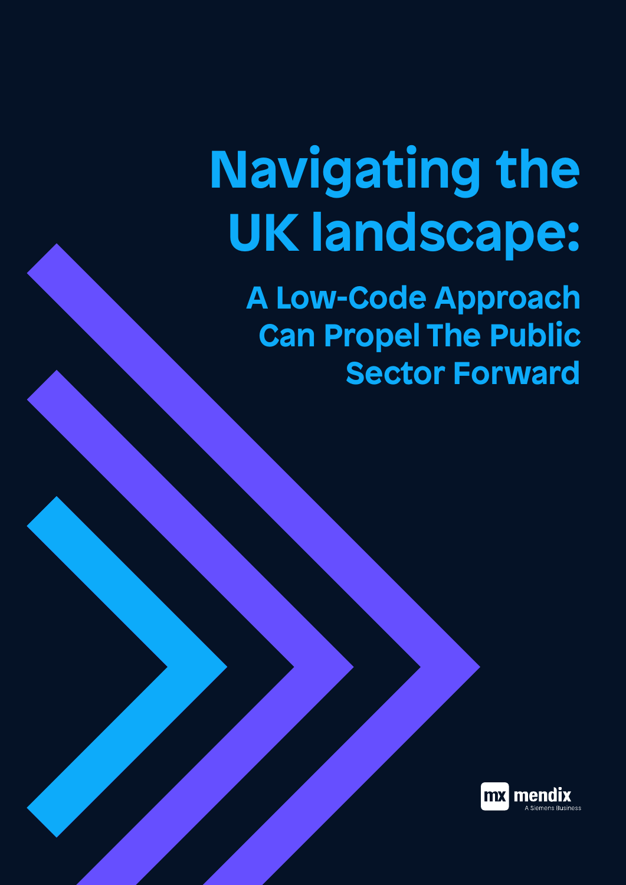# Navigating the UK landscape:

## A Low-Code Approach Can Propel The Public Sector Forward

mendix
A Siemens Business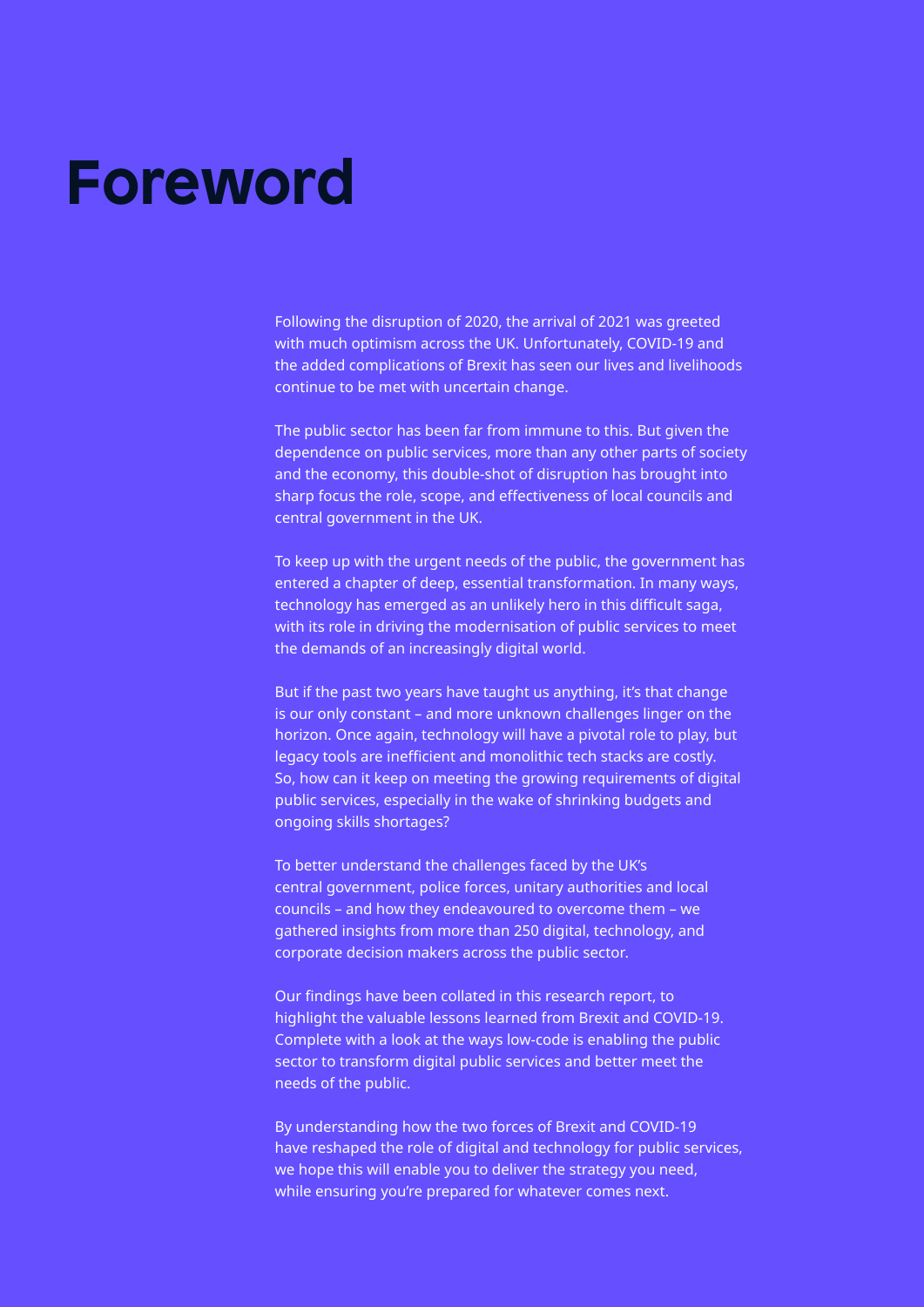# Foreword

Following the disruption of 2020, the arrival of 2021 was greeted with much optimism across the UK. Unfortunately, COVID-19 and the added complications of Brexit has seen our lives and livelihoods continue to be met with uncertain change.

The public sector has been far from immune to this. But given the dependence on public services, more than any other parts of society and the economy, this double-shot of disruption has brought into sharp focus the role, scope, and effectiveness of local councils and central government in the UK.

To keep up with the urgent needs of the public, the government has entered a chapter of deep, essential transformation. In many ways, technology has emerged as an unlikely hero in this difficult saga, with its role in driving the modernisation of public services to meet the demands of an increasingly digital world.

But if the past two years have taught us anything, it's that change is our only constant – and more unknown challenges linger on the horizon. Once again, technology will have a pivotal role to play, but legacy tools are inefficient and monolithic tech stacks are costly. So, how can it keep on meeting the growing requirements of digital public services, especially in the wake of shrinking budgets and ongoing skills shortages?

To better understand the challenges faced by the UK's central government, police forces, unitary authorities and local councils – and how they endeavoured to overcome them – we gathered insights from more than 250 digital, technology, and corporate decision makers across the public sector.

Our findings have been collated in this research report, to highlight the valuable lessons learned from Brexit and COVID-19. Complete with a look at the ways low-code is enabling the public sector to transform digital public services and better meet the needs of the public.

By understanding how the two forces of Brexit and COVID-19 have reshaped the role of digital and technology for public services, we hope this will enable you to deliver the strategy you need, while ensuring you're prepared for whatever comes next.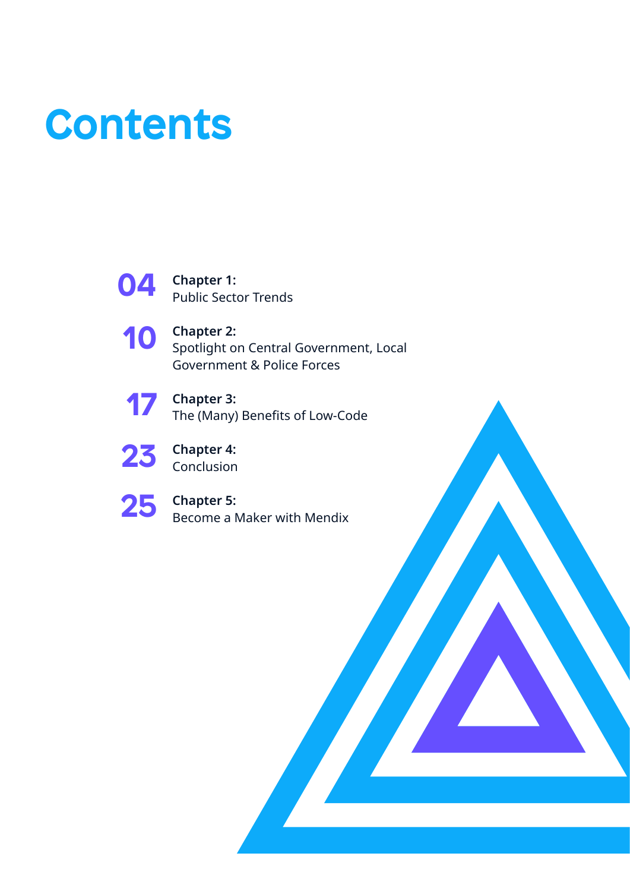# Contents

**04** **Chapter 1:**
Public Sector Trends

**10** **Chapter 2:**
Spotlight on Central Government, Local Government & Police Forces

**17** **Chapter 3:**
The (Many) Benefits of Low-Code

**23** **Chapter 4:**
Conclusion

**25** **Chapter 5:**
Become a Maker with Mendix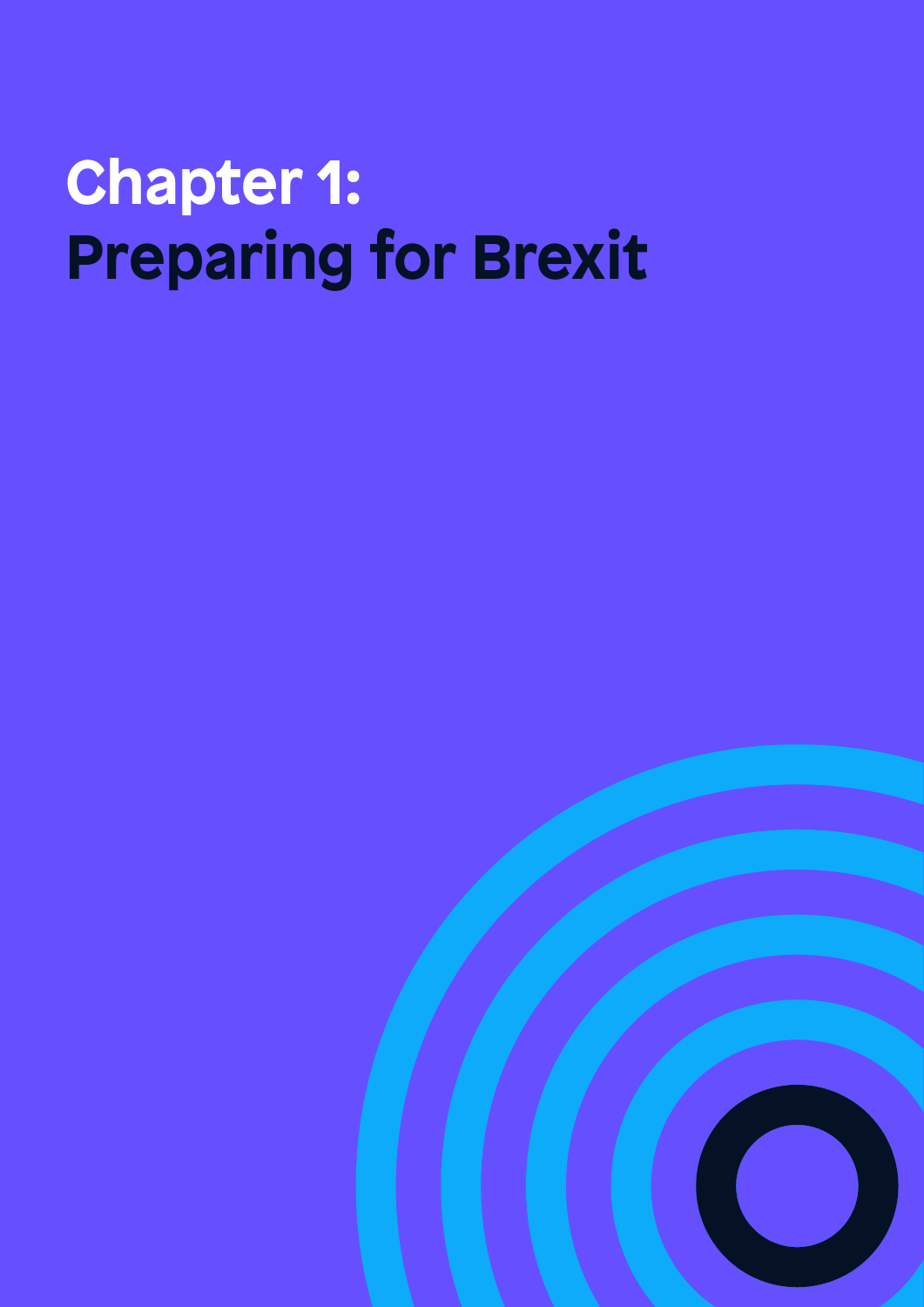# Chapter 1: Preparing for Brexit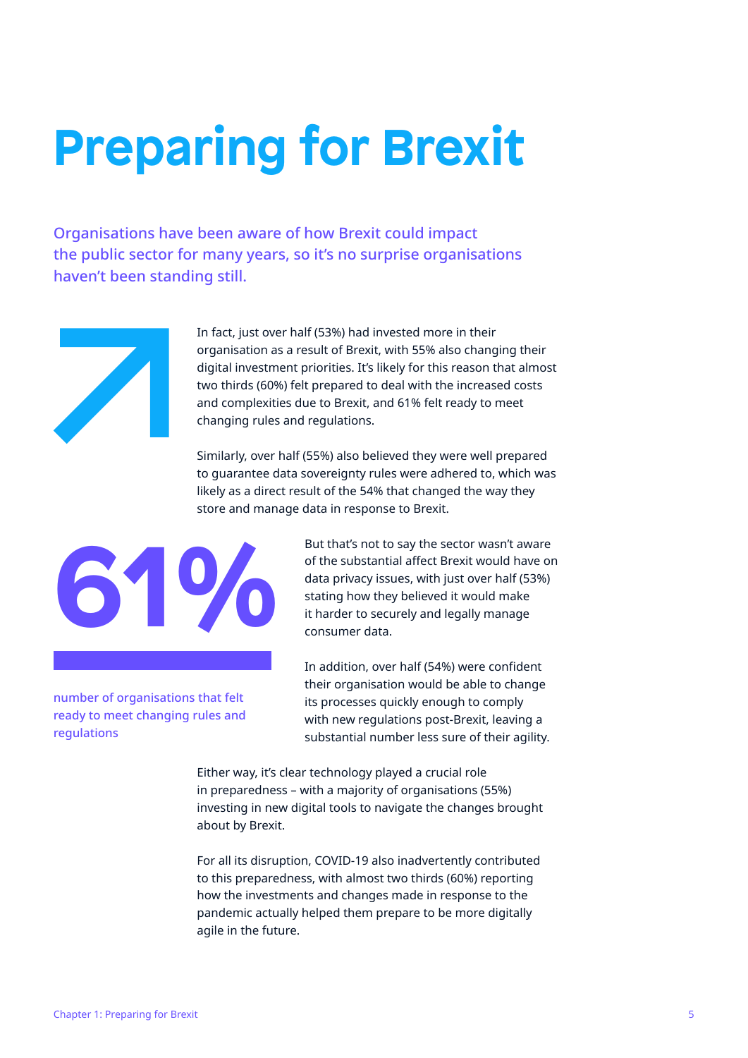# Preparing for Brexit

Organisations have been aware of how Brexit could impact the public sector for many years, so it's no surprise organisations haven't been standing still.

In fact, just over half (53%) had invested more in their organisation as a result of Brexit, with 55% also changing their digital investment priorities. It's likely for this reason that almost two thirds (60%) felt prepared to deal with the increased costs and complexities due to Brexit, and 61% felt ready to meet changing rules and regulations.

Similarly, over half (55%) also believed they were well prepared to guarantee data sovereignty rules were adhered to, which was likely as a direct result of the 54% that changed the way they store and manage data in response to Brexit.

**61%**

number of organisations that felt ready to meet changing rules and regulations

But that's not to say the sector wasn't aware of the substantial affect Brexit would have on data privacy issues, with just over half (53%) stating how they believed it would make it harder to securely and legally manage consumer data.

In addition, over half (54%) were confident their organisation would be able to change its processes quickly enough to comply with new regulations post-Brexit, leaving a substantial number less sure of their agility.

Either way, it's clear technology played a crucial role in preparedness – with a majority of organisations (55%) investing in new digital tools to navigate the changes brought about by Brexit.

For all its disruption, COVID-19 also inadvertently contributed to this preparedness, with almost two thirds (60%) reporting how the investments and changes made in response to the pandemic actually helped them prepare to be more digitally agile in the future.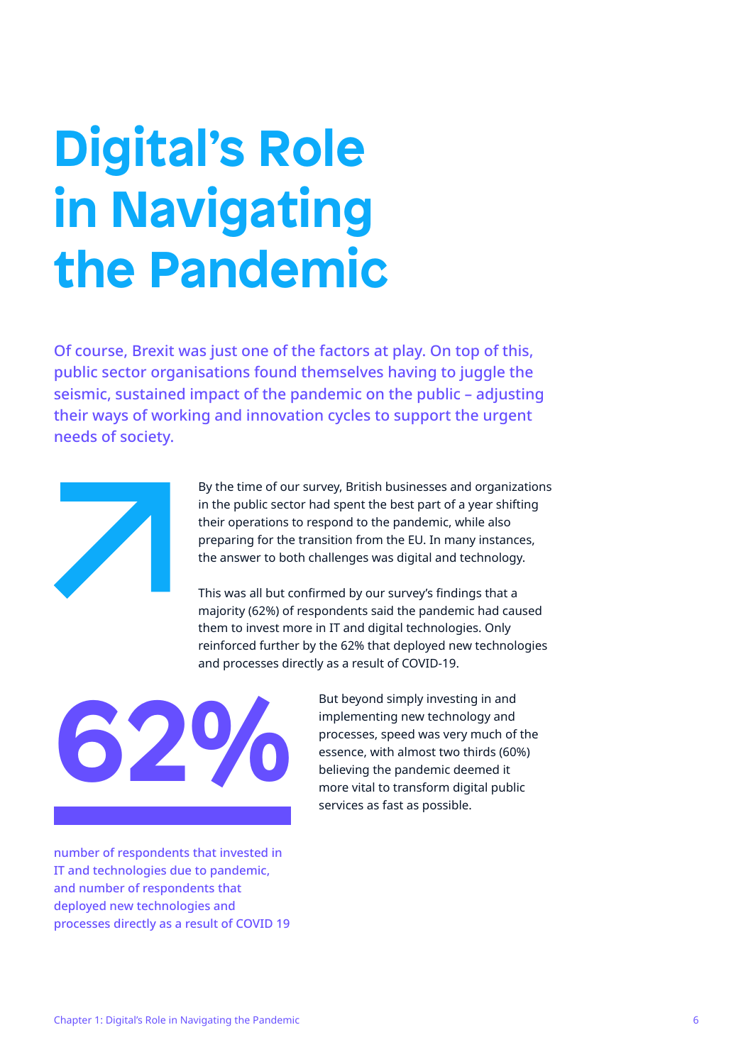# Digital's Role in Navigating the Pandemic

Of course, Brexit was just one of the factors at play. On top of this, public sector organisations found themselves having to juggle the seismic, sustained impact of the pandemic on the public – adjusting their ways of working and innovation cycles to support the urgent needs of society.

By the time of our survey, British businesses and organizations in the public sector had spent the best part of a year shifting their operations to respond to the pandemic, while also preparing for the transition from the EU. In many instances, the answer to both challenges was digital and technology.

This was all but confirmed by our survey's findings that a majority (62%) of respondents said the pandemic had caused them to invest more in IT and digital technologies. Only reinforced further by the 62% that deployed new technologies and processes directly as a result of COVID-19.

**62%**

number of respondents that invested in IT and technologies due to pandemic, and number of respondents that deployed new technologies and processes directly as a result of COVID 19

But beyond simply investing in and implementing new technology and processes, speed was very much of the essence, with almost two thirds (60%) believing the pandemic deemed it more vital to transform digital public services as fast as possible.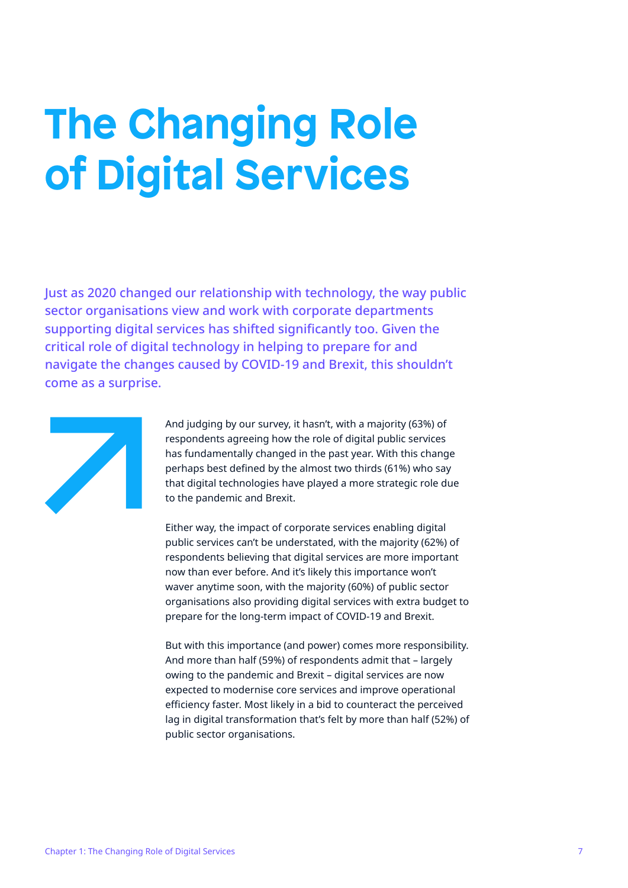# The Changing Role of Digital Services

Just as 2020 changed our relationship with technology, the way public sector organisations view and work with corporate departments supporting digital services has shifted significantly too. Given the critical role of digital technology in helping to prepare for and navigate the changes caused by COVID-19 and Brexit, this shouldn't come as a surprise.

And judging by our survey, it hasn't, with a majority (63%) of respondents agreeing how the role of digital public services has fundamentally changed in the past year. With this change perhaps best defined by the almost two thirds (61%) who say that digital technologies have played a more strategic role due to the pandemic and Brexit.

Either way, the impact of corporate services enabling digital public services can't be understated, with the majority (62%) of respondents believing that digital services are more important now than ever before. And it's likely this importance won't waver anytime soon, with the majority (60%) of public sector organisations also providing digital services with extra budget to prepare for the long-term impact of COVID-19 and Brexit.

But with this importance (and power) comes more responsibility. And more than half (59%) of respondents admit that – largely owing to the pandemic and Brexit – digital services are now expected to modernise core services and improve operational efficiency faster. Most likely in a bid to counteract the perceived lag in digital transformation that's felt by more than half (52%) of public sector organisations.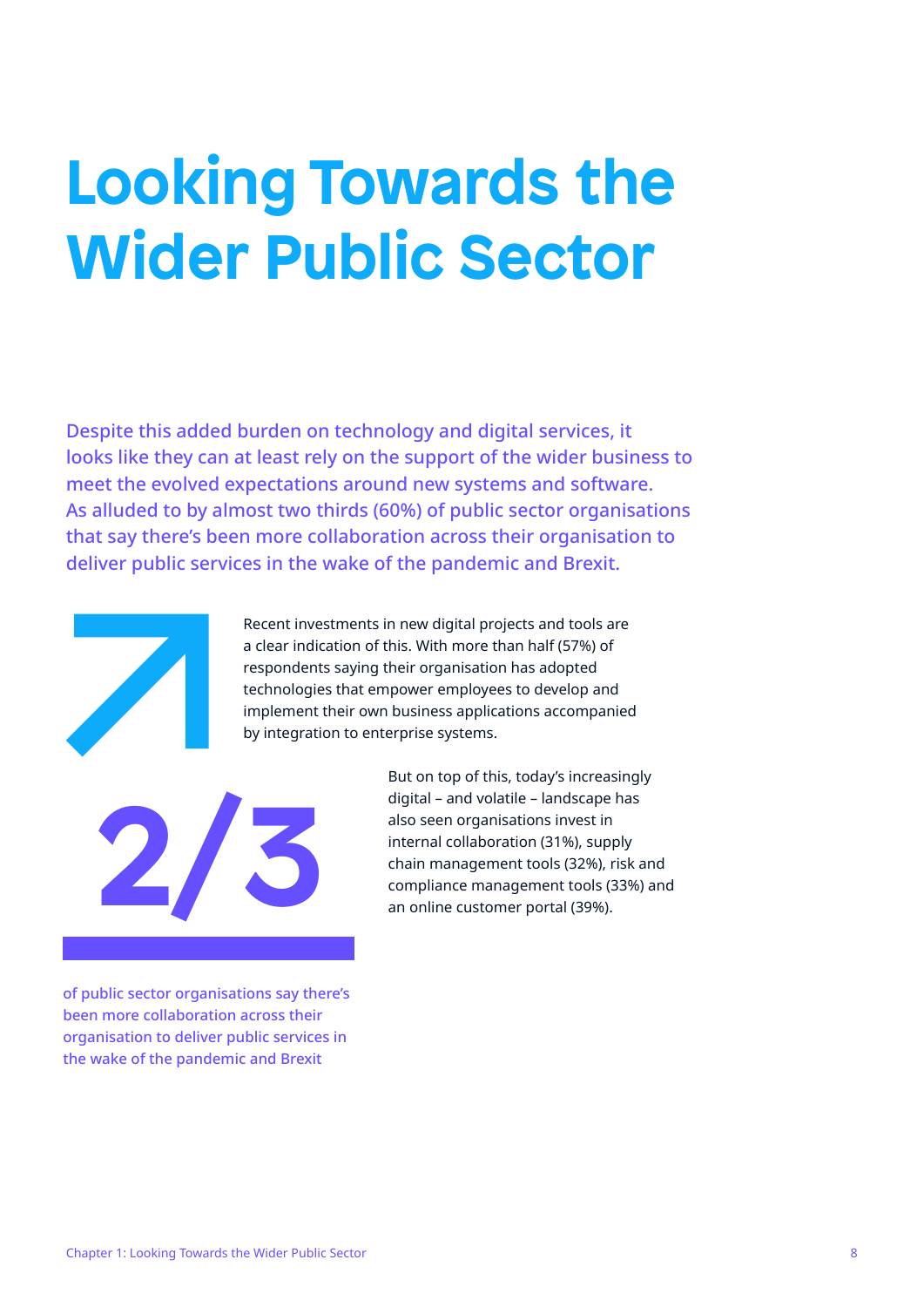# Looking Towards the Wider Public Sector

Despite this added burden on technology and digital services, it looks like they can at least rely on the support of the wider business to meet the evolved expectations around new systems and software. As alluded to by almost two thirds (60%) of public sector organisations that say there's been more collaboration across their organisation to deliver public services in the wake of the pandemic and Brexit.

Recent investments in new digital projects and tools are a clear indication of this. With more than half (57%) of respondents saying their organisation has adopted technologies that empower employees to develop and implement their own business applications accompanied by integration to enterprise systems.

**2/3**

of public sector organisations say there's been more collaboration across their organisation to deliver public services in the wake of the pandemic and Brexit

But on top of this, today's increasingly digital – and volatile – landscape has also seen organisations invest in internal collaboration (31%), supply chain management tools (32%), risk and compliance management tools (33%) and an online customer portal (39%).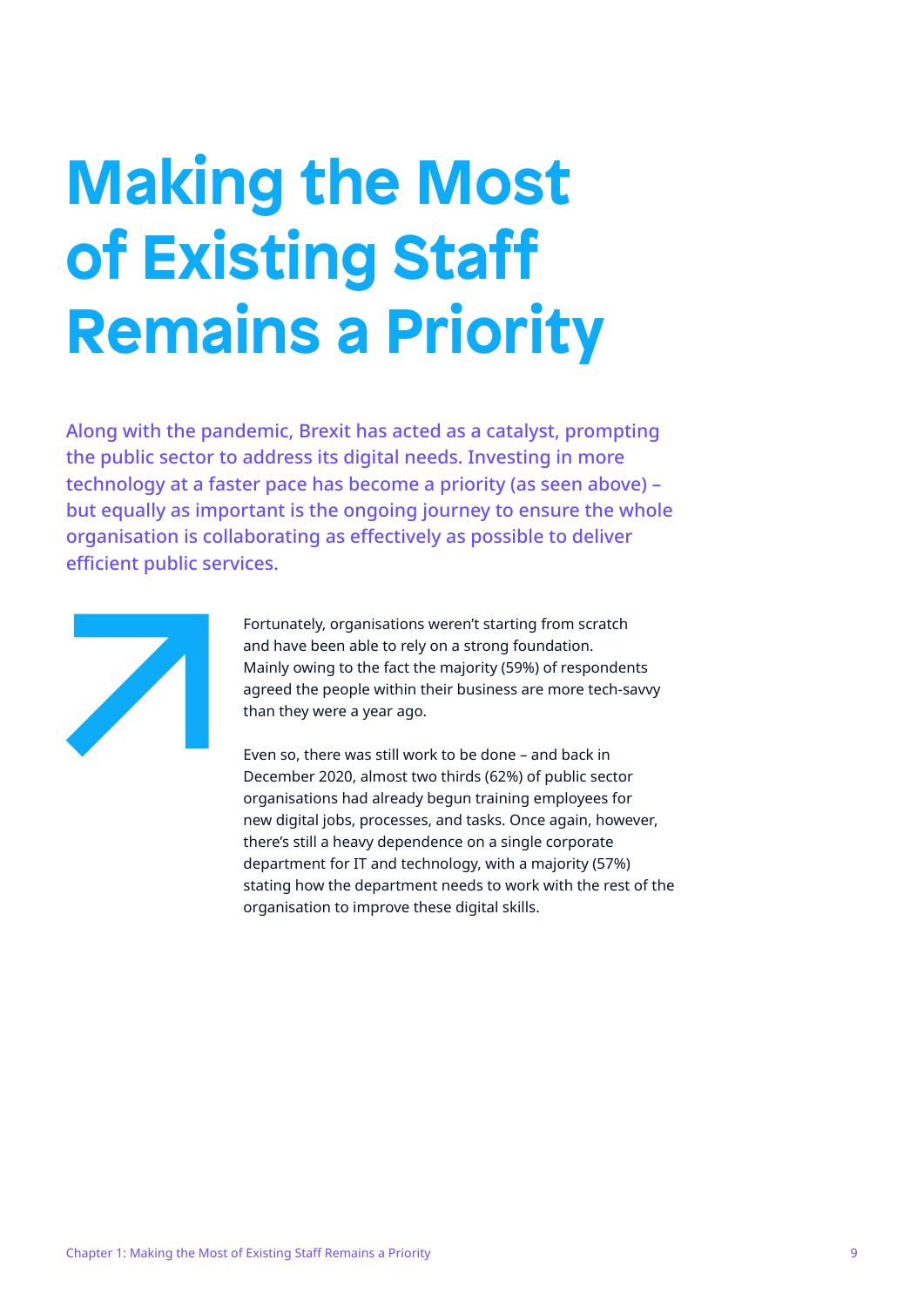# Making the Most of Existing Staff Remains a Priority

Along with the pandemic, Brexit has acted as a catalyst, prompting the public sector to address its digital needs. Investing in more technology at a faster pace has become a priority (as seen above) – but equally as important is the ongoing journey to ensure the whole organisation is collaborating as effectively as possible to deliver efficient public services.

Fortunately, organisations weren't starting from scratch and have been able to rely on a strong foundation. Mainly owing to the fact the majority (59%) of respondents agreed the people within their business are more tech-savvy than they were a year ago.

Even so, there was still work to be done – and back in December 2020, almost two thirds (62%) of public sector organisations had already begun training employees for new digital jobs, processes, and tasks. Once again, however, there's still a heavy dependence on a single corporate department for IT and technology, with a majority (57%) stating how the department needs to work with the rest of the organisation to improve these digital skills.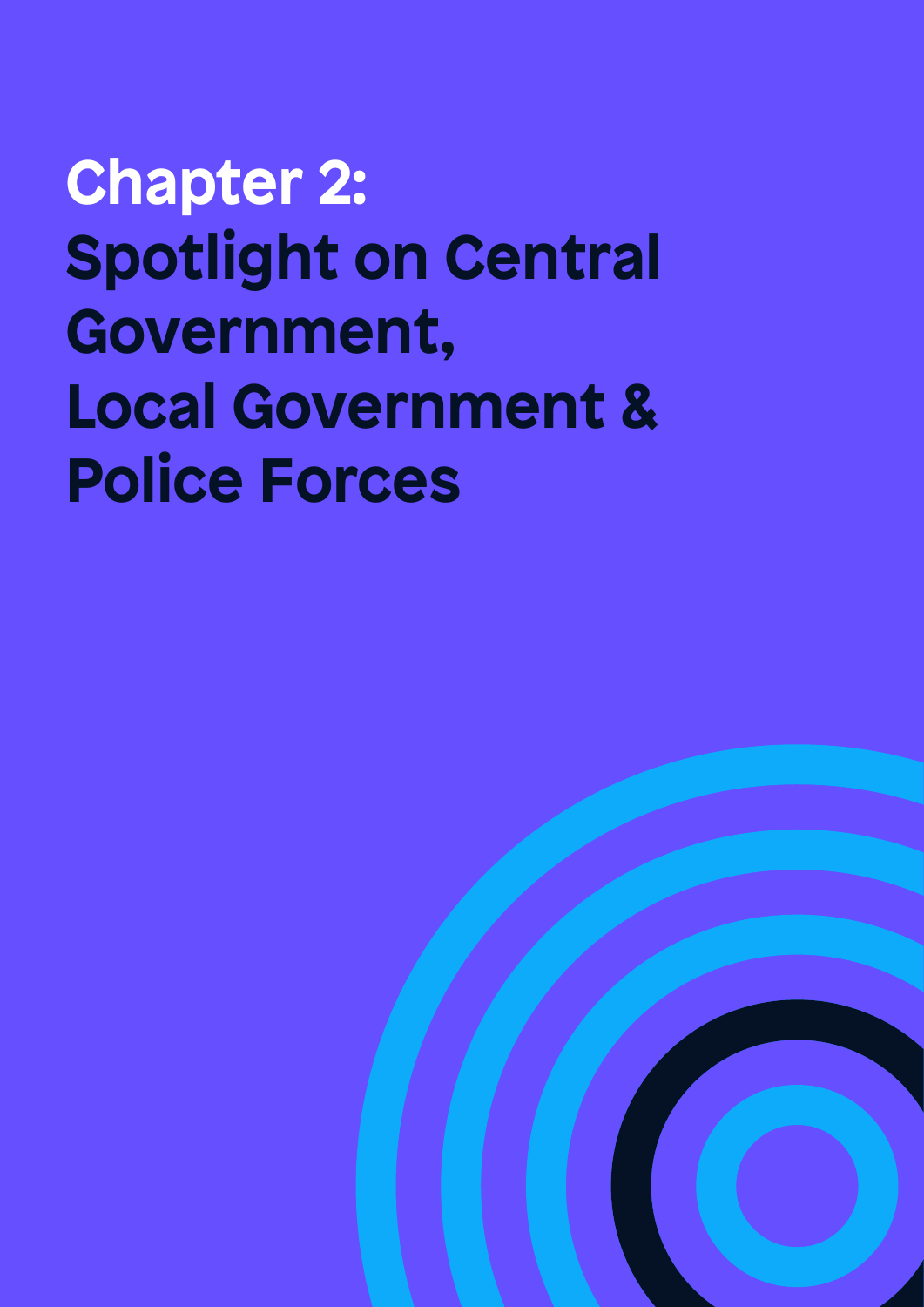# Chapter 2: Spotlight on Central Government, Local Government & Police Forces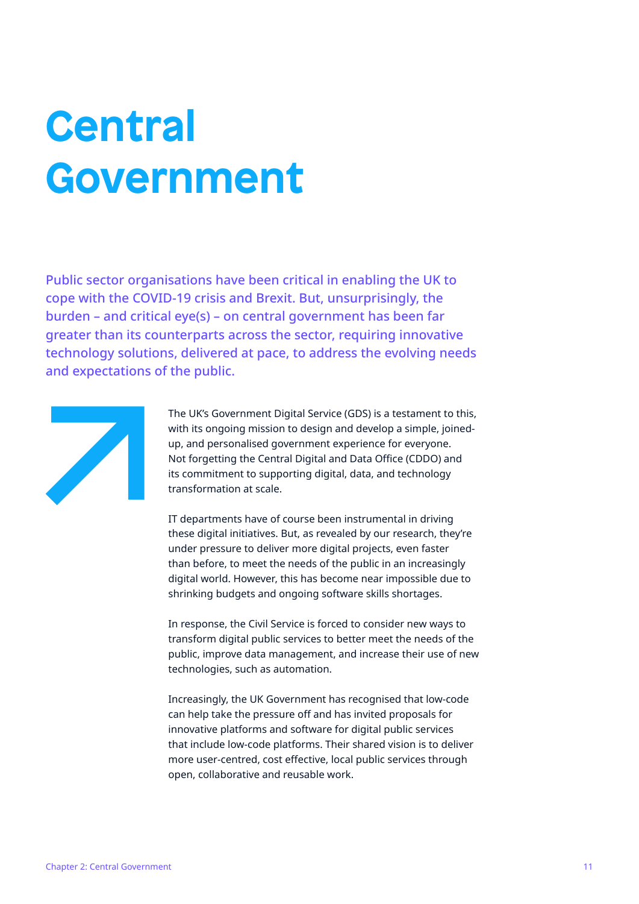# Central Government

Public sector organisations have been critical in enabling the UK to cope with the COVID-19 crisis and Brexit. But, unsurprisingly, the burden – and critical eye(s) – on central government has been far greater than its counterparts across the sector, requiring innovative technology solutions, delivered at pace, to address the evolving needs and expectations of the public.

The UK's Government Digital Service (GDS) is a testament to this, with its ongoing mission to design and develop a simple, joined-up, and personalised government experience for everyone. Not forgetting the Central Digital and Data Office (CDDO) and its commitment to supporting digital, data, and technology transformation at scale.

IT departments have of course been instrumental in driving these digital initiatives. But, as revealed by our research, they're under pressure to deliver more digital projects, even faster than before, to meet the needs of the public in an increasingly digital world. However, this has become near impossible due to shrinking budgets and ongoing software skills shortages.

In response, the Civil Service is forced to consider new ways to transform digital public services to better meet the needs of the public, improve data management, and increase their use of new technologies, such as automation.

Increasingly, the UK Government has recognised that low-code can help take the pressure off and has invited proposals for innovative platforms and software for digital public services that include low-code platforms. Their shared vision is to deliver more user-centred, cost effective, local public services through open, collaborative and reusable work.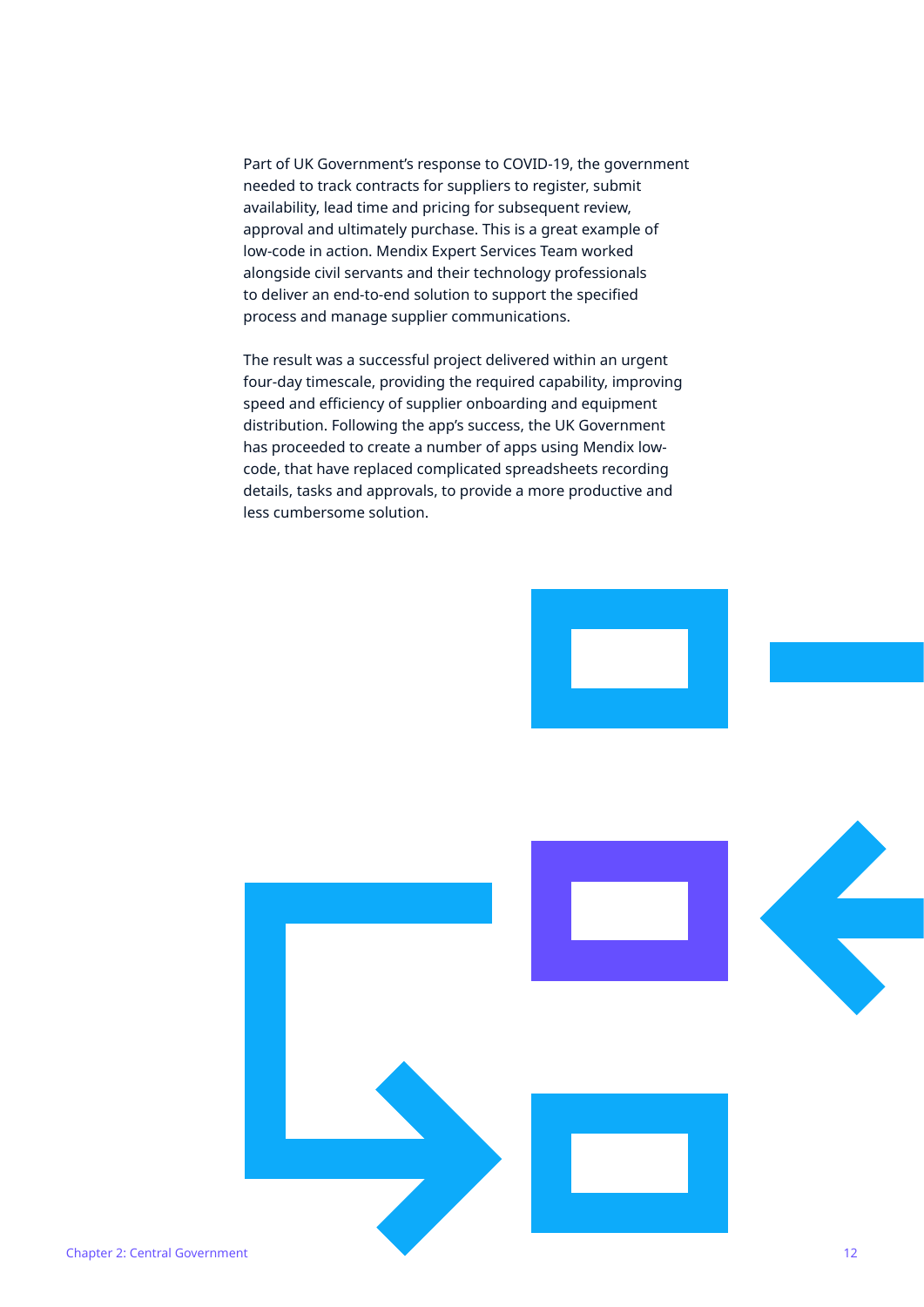Part of UK Government's response to COVID-19, the government needed to track contracts for suppliers to register, submit availability, lead time and pricing for subsequent review, approval and ultimately purchase. This is a great example of low-code in action. Mendix Expert Services Team worked alongside civil servants and their technology professionals to deliver an end-to-end solution to support the specified process and manage supplier communications.

The result was a successful project delivered within an urgent four-day timescale, providing the required capability, improving speed and efficiency of supplier onboarding and equipment distribution. Following the app's success, the UK Government has proceeded to create a number of apps using Mendix low-code, that have replaced complicated spreadsheets recording details, tasks and approvals, to provide a more productive and less cumbersome solution.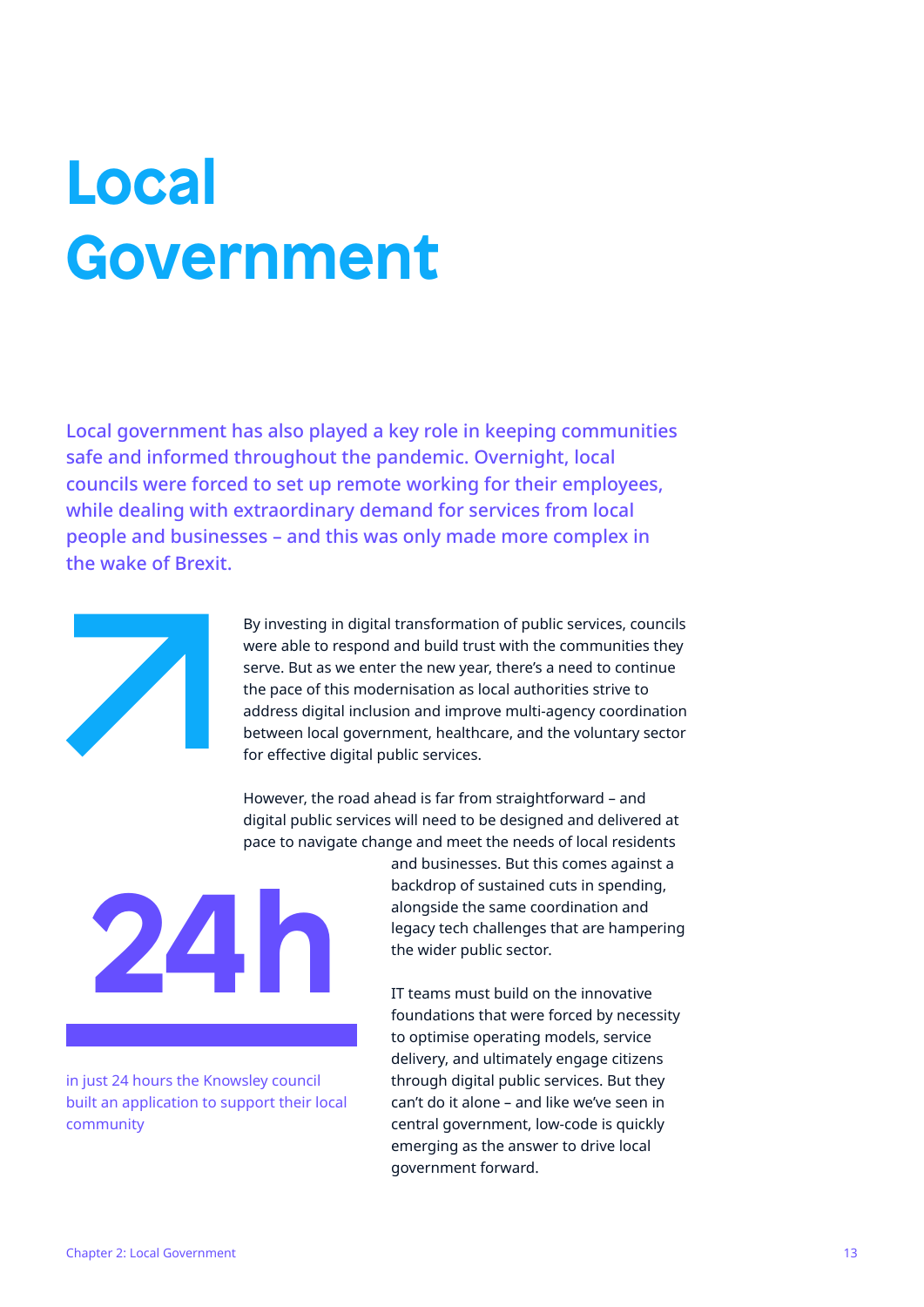# Local Government

Local government has also played a key role in keeping communities safe and informed throughout the pandemic. Overnight, local councils were forced to set up remote working for their employees, while dealing with extraordinary demand for services from local people and businesses – and this was only made more complex in the wake of Brexit.

By investing in digital transformation of public services, councils were able to respond and build trust with the communities they serve. But as we enter the new year, there's a need to continue the pace of this modernisation as local authorities strive to address digital inclusion and improve multi-agency coordination between local government, healthcare, and the voluntary sector for effective digital public services.

However, the road ahead is far from straightforward – and digital public services will need to be designed and delivered at pace to navigate change and meet the needs of local residents and businesses. But this comes against a backdrop of sustained cuts in spending, alongside the same coordination and legacy tech challenges that are hampering the wider public sector.

**24h**

in just 24 hours the Knowsley council built an application to support their local community

IT teams must build on the innovative foundations that were forced by necessity to optimise operating models, service delivery, and ultimately engage citizens through digital public services. But they can't do it alone – and like we've seen in central government, low-code is quickly emerging as the answer to drive local government forward.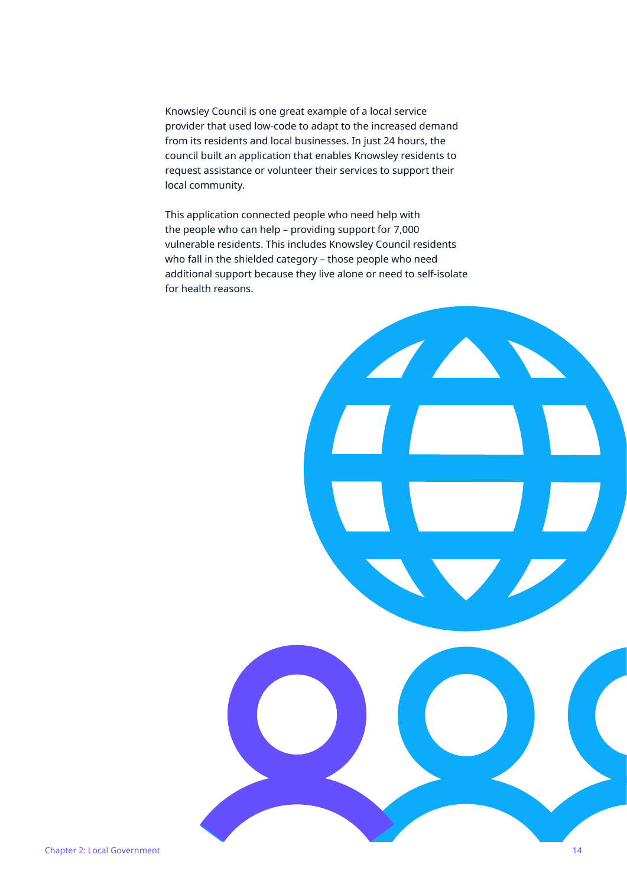Knowsley Council is one great example of a local service provider that used low-code to adapt to the increased demand from its residents and local businesses. In just 24 hours, the council built an application that enables Knowsley residents to request assistance or volunteer their services to support their local community.

This application connected people who need help with the people who can help – providing support for 7,000 vulnerable residents. This includes Knowsley Council residents who fall in the shielded category – those people who need additional support because they live alone or need to self-isolate for health reasons.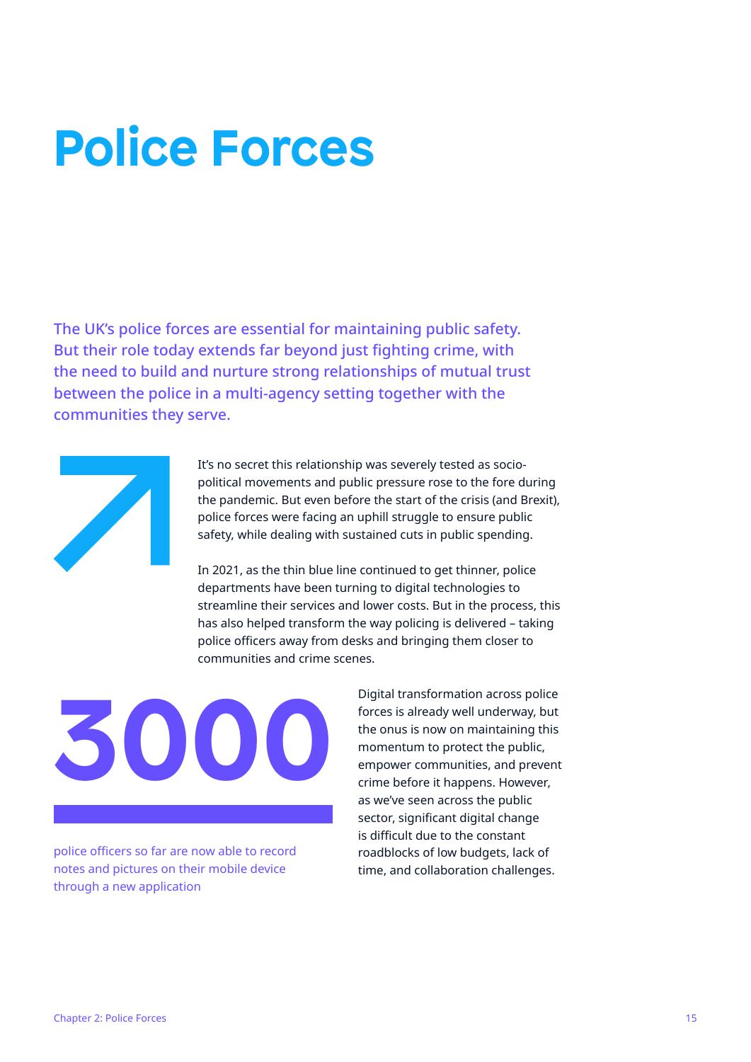# Police Forces

The UK's police forces are essential for maintaining public safety. But their role today extends far beyond just fighting crime, with the need to build and nurture strong relationships of mutual trust between the police in a multi-agency setting together with the communities they serve.

It's no secret this relationship was severely tested as socio-political movements and public pressure rose to the fore during the pandemic. But even before the start of the crisis (and Brexit), police forces were facing an uphill struggle to ensure public safety, while dealing with sustained cuts in public spending.

In 2021, as the thin blue line continued to get thinner, police departments have been turning to digital technologies to streamline their services and lower costs. But in the process, this has also helped transform the way policing is delivered – taking police officers away from desks and bringing them closer to communities and crime scenes.

**3000**

police officers so far are now able to record notes and pictures on their mobile device through a new application

Digital transformation across police forces is already well underway, but the onus is now on maintaining this momentum to protect the public, empower communities, and prevent crime before it happens. However, as we've seen across the public sector, significant digital change is difficult due to the constant roadblocks of low budgets, lack of time, and collaboration challenges.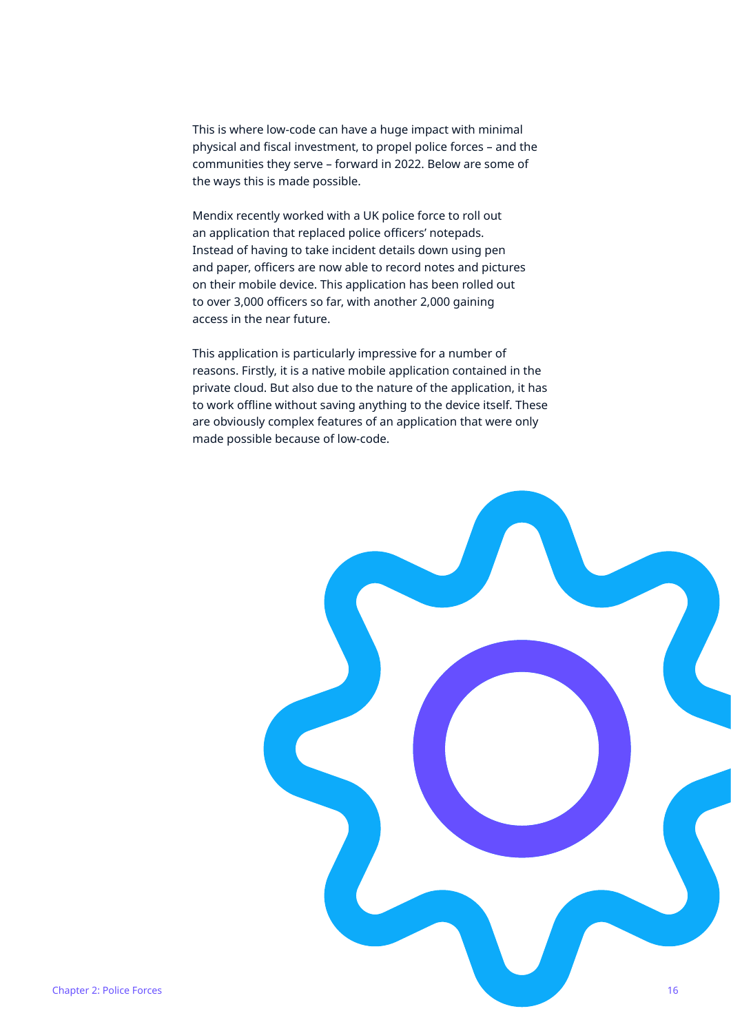This is where low-code can have a huge impact with minimal physical and fiscal investment, to propel police forces – and the communities they serve – forward in 2022. Below are some of the ways this is made possible.

Mendix recently worked with a UK police force to roll out an application that replaced police officers' notepads. Instead of having to take incident details down using pen and paper, officers are now able to record notes and pictures on their mobile device. This application has been rolled out to over 3,000 officers so far, with another 2,000 gaining access in the near future.

This application is particularly impressive for a number of reasons. Firstly, it is a native mobile application contained in the private cloud. But also due to the nature of the application, it has to work offline without saving anything to the device itself. These are obviously complex features of an application that were only made possible because of low-code.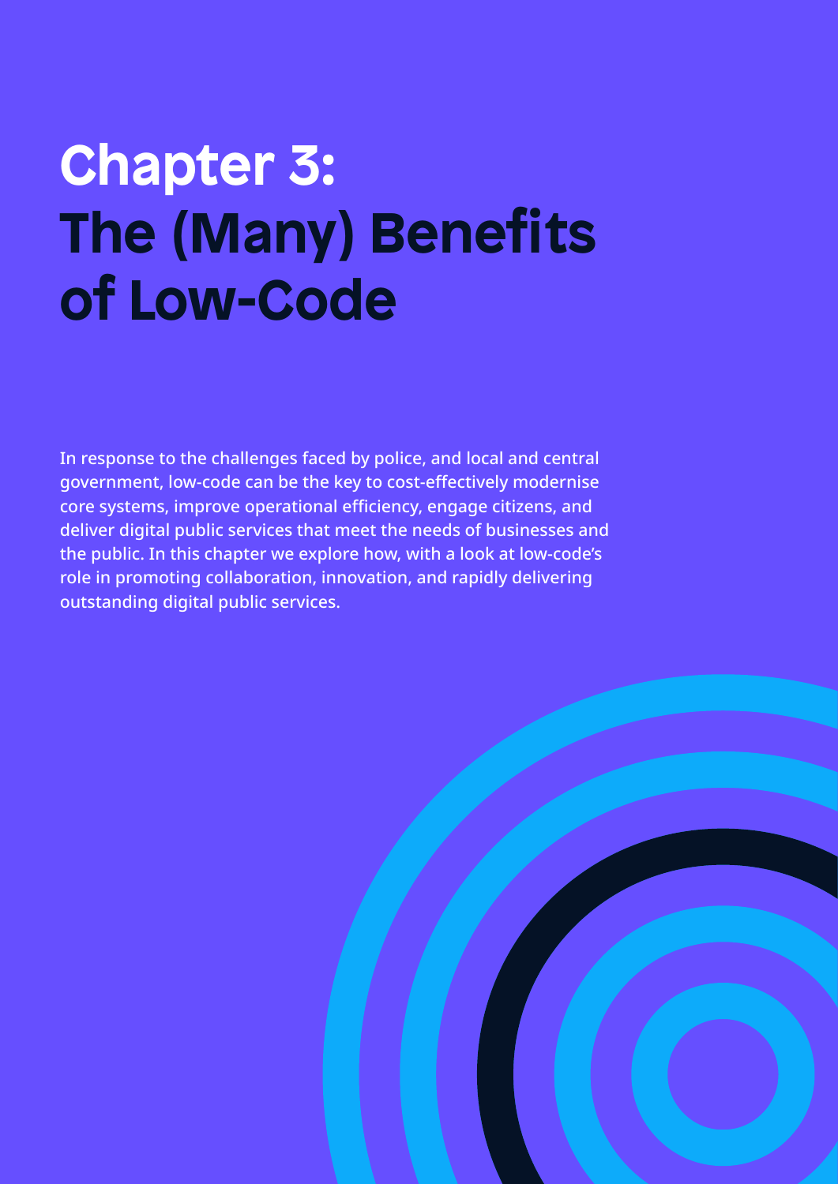# Chapter 3: The (Many) Benefits of Low-Code

In response to the challenges faced by police, and local and central government, low-code can be the key to cost-effectively modernise core systems, improve operational efficiency, engage citizens, and deliver digital public services that meet the needs of businesses and the public. In this chapter we explore how, with a look at low-code's role in promoting collaboration, innovation, and rapidly delivering outstanding digital public services.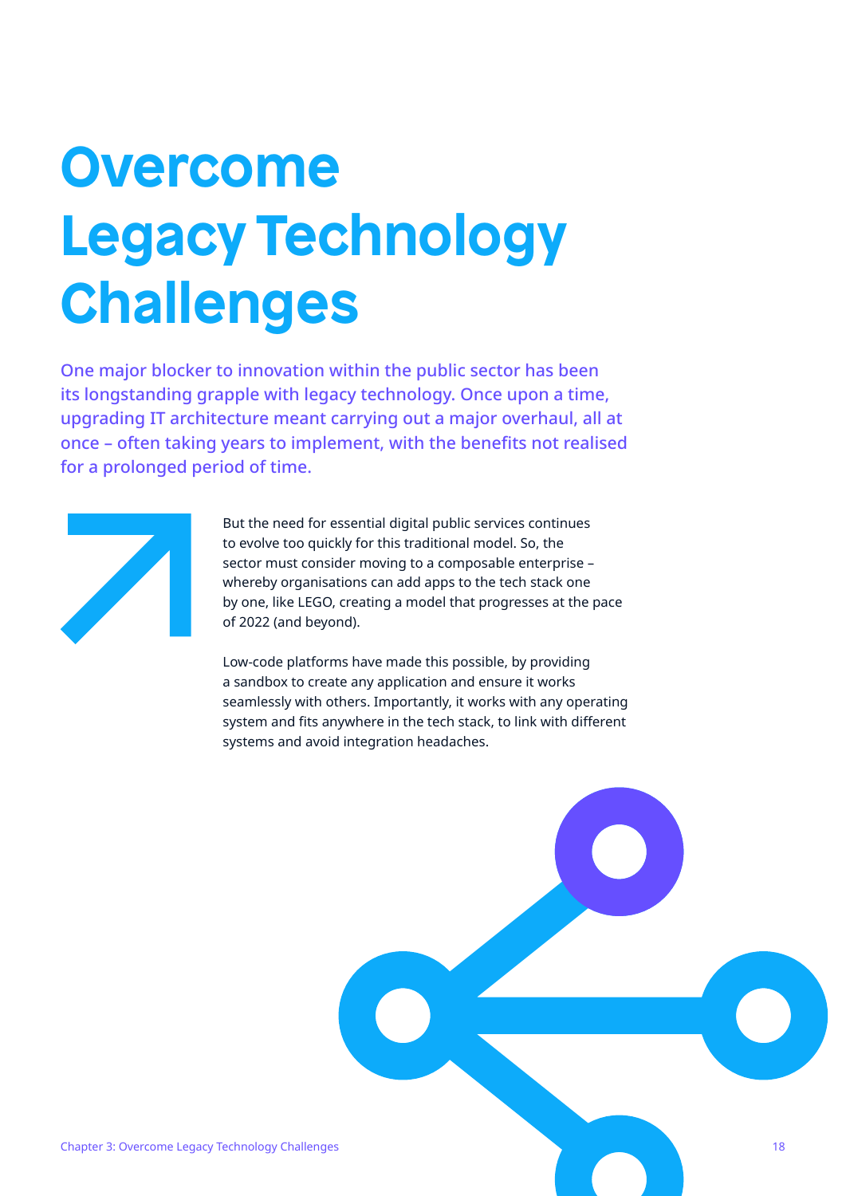# Overcome Legacy Technology Challenges

One major blocker to innovation within the public sector has been its longstanding grapple with legacy technology. Once upon a time, upgrading IT architecture meant carrying out a major overhaul, all at once – often taking years to implement, with the benefits not realised for a prolonged period of time.

But the need for essential digital public services continues to evolve too quickly for this traditional model. So, the sector must consider moving to a composable enterprise – whereby organisations can add apps to the tech stack one by one, like LEGO, creating a model that progresses at the pace of 2022 (and beyond).

Low-code platforms have made this possible, by providing a sandbox to create any application and ensure it works seamlessly with others. Importantly, it works with any operating system and fits anywhere in the tech stack, to link with different systems and avoid integration headaches.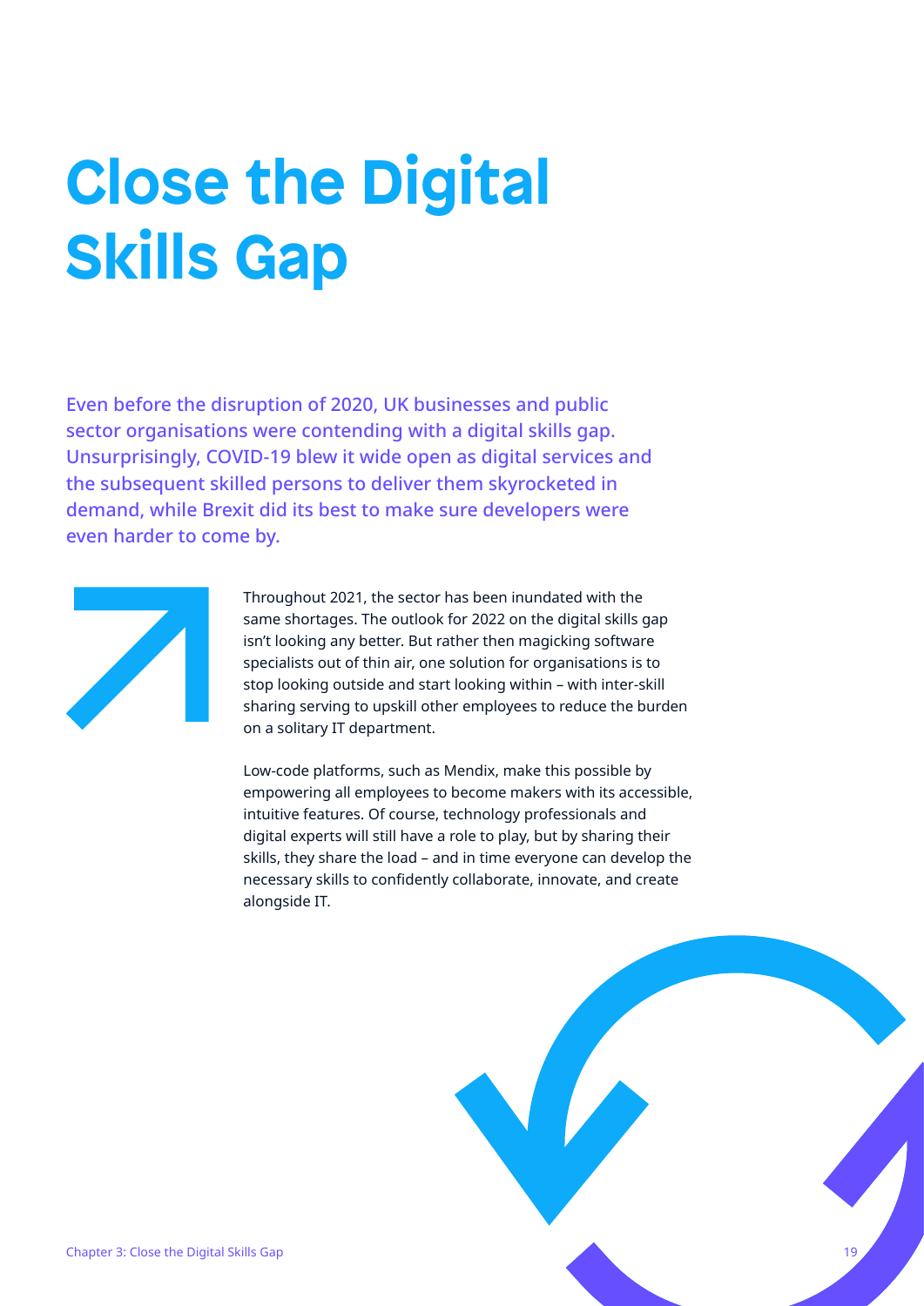# Close the Digital Skills Gap

Even before the disruption of 2020, UK businesses and public sector organisations were contending with a digital skills gap. Unsurprisingly, COVID-19 blew it wide open as digital services and the subsequent skilled persons to deliver them skyrocketed in demand, while Brexit did its best to make sure developers were even harder to come by.

Throughout 2021, the sector has been inundated with the same shortages. The outlook for 2022 on the digital skills gap isn't looking any better. But rather then magicking software specialists out of thin air, one solution for organisations is to stop looking outside and start looking within – with inter-skill sharing serving to upskill other employees to reduce the burden on a solitary IT department.

Low-code platforms, such as Mendix, make this possible by empowering all employees to become makers with its accessible, intuitive features. Of course, technology professionals and digital experts will still have a role to play, but by sharing their skills, they share the load – and in time everyone can develop the necessary skills to confidently collaborate, innovate, and create alongside IT.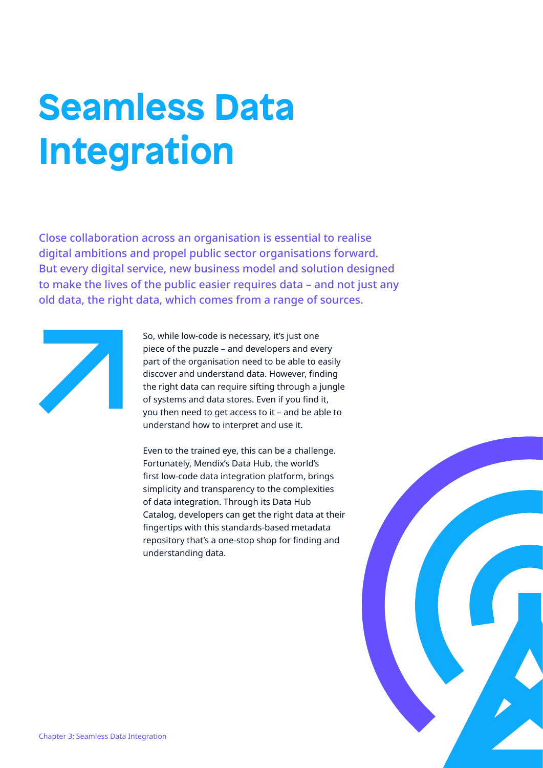# Seamless Data Integration

Close collaboration across an organisation is essential to realise digital ambitions and propel public sector organisations forward. But every digital service, new business model and solution designed to make the lives of the public easier requires data – and not just any old data, the right data, which comes from a range of sources.

So, while low-code is necessary, it's just one piece of the puzzle – and developers and every part of the organisation need to be able to easily discover and understand data. However, finding the right data can require sifting through a jungle of systems and data stores. Even if you find it, you then need to get access to it – and be able to understand how to interpret and use it.

Even to the trained eye, this can be a challenge. Fortunately, Mendix's Data Hub, the world's first low-code data integration platform, brings simplicity and transparency to the complexities of data integration. Through its Data Hub Catalog, developers can get the right data at their fingertips with this standards-based metadata repository that's a one-stop shop for finding and understanding data.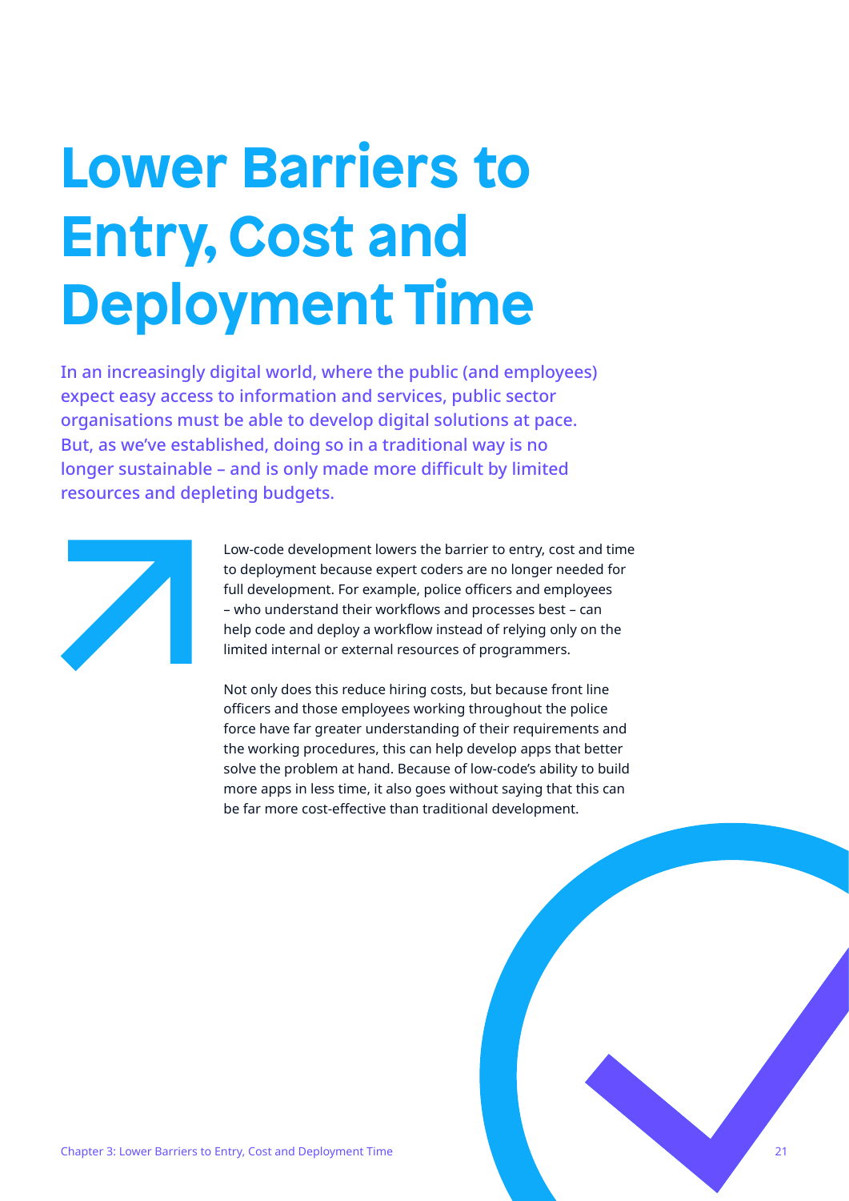# Lower Barriers to Entry, Cost and Deployment Time

In an increasingly digital world, where the public (and employees) expect easy access to information and services, public sector organisations must be able to develop digital solutions at pace. But, as we've established, doing so in a traditional way is no longer sustainable – and is only made more difficult by limited resources and depleting budgets.

Low-code development lowers the barrier to entry, cost and time to deployment because expert coders are no longer needed for full development. For example, police officers and employees – who understand their workflows and processes best – can help code and deploy a workflow instead of relying only on the limited internal or external resources of programmers.

Not only does this reduce hiring costs, but because front line officers and those employees working throughout the police force have far greater understanding of their requirements and the working procedures, this can help develop apps that better solve the problem at hand. Because of low-code's ability to build more apps in less time, it also goes without saying that this can be far more cost-effective than traditional development.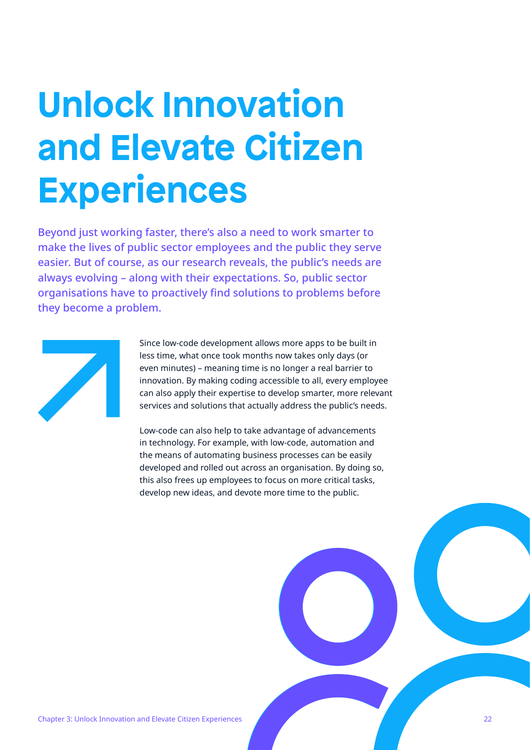# Unlock Innovation and Elevate Citizen Experiences

Beyond just working faster, there's also a need to work smarter to make the lives of public sector employees and the public they serve easier. But of course, as our research reveals, the public's needs are always evolving – along with their expectations. So, public sector organisations have to proactively find solutions to problems before they become a problem.

Since low-code development allows more apps to be built in less time, what once took months now takes only days (or even minutes) – meaning time is no longer a real barrier to innovation. By making coding accessible to all, every employee can also apply their expertise to develop smarter, more relevant services and solutions that actually address the public's needs.

Low-code can also help to take advantage of advancements in technology. For example, with low-code, automation and the means of automating business processes can be easily developed and rolled out across an organisation. By doing so, this also frees up employees to focus on more critical tasks, develop new ideas, and devote more time to the public.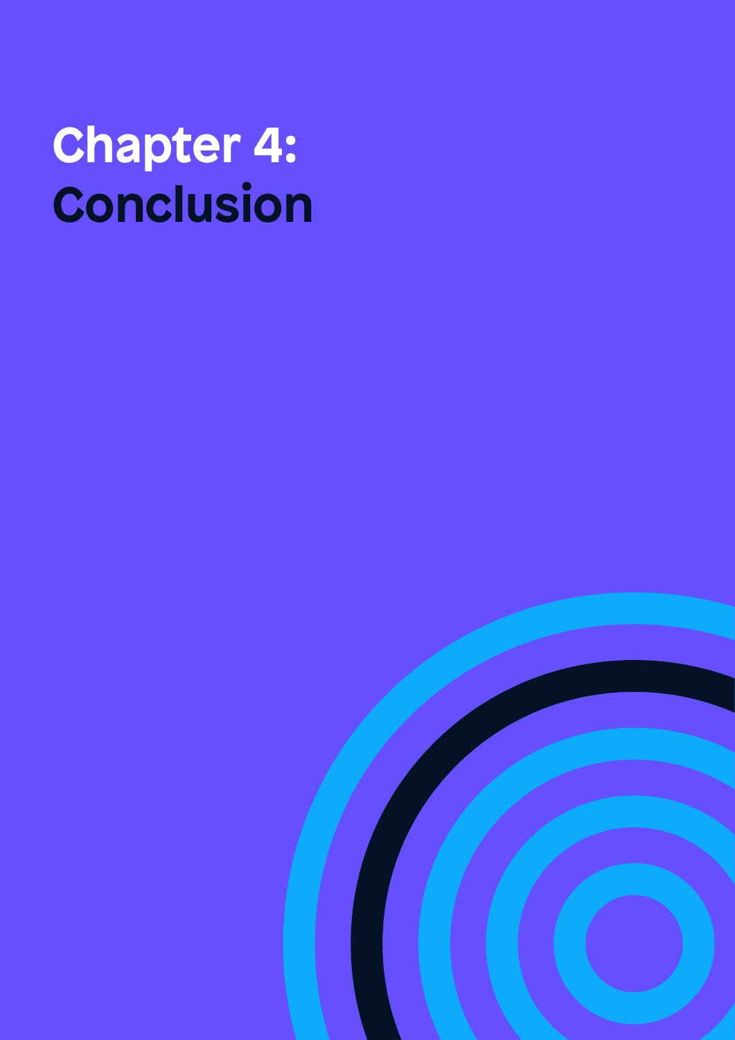# Chapter 4: Conclusion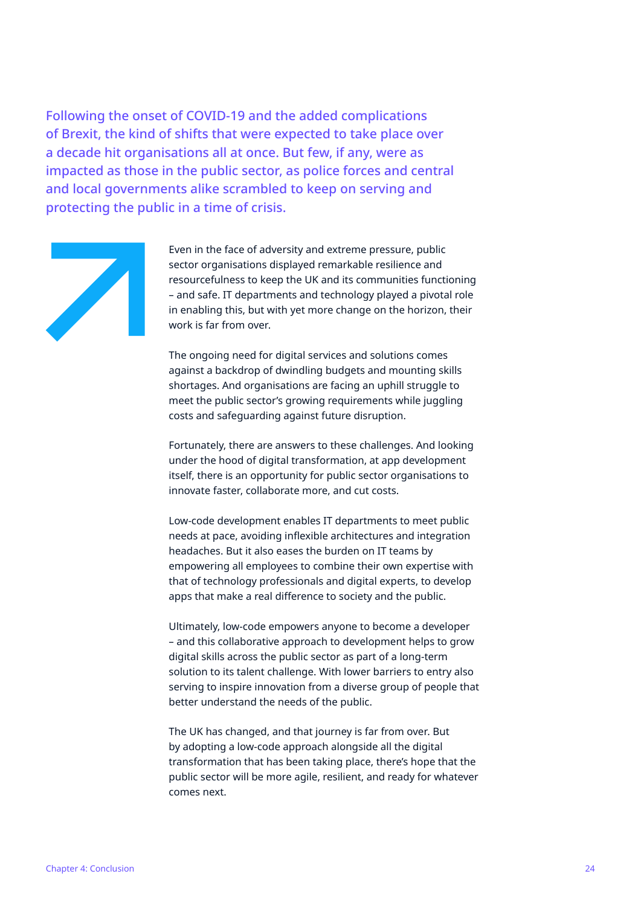**Following the onset of COVID-19 and the added complications of Brexit, the kind of shifts that were expected to take place over a decade hit organisations all at once. But few, if any, were as impacted as those in the public sector, as police forces and central and local governments alike scrambled to keep on serving and protecting the public in a time of crisis.**

Even in the face of adversity and extreme pressure, public sector organisations displayed remarkable resilience and resourcefulness to keep the UK and its communities functioning – and safe. IT departments and technology played a pivotal role in enabling this, but with yet more change on the horizon, their work is far from over.

The ongoing need for digital services and solutions comes against a backdrop of dwindling budgets and mounting skills shortages. And organisations are facing an uphill struggle to meet the public sector's growing requirements while juggling costs and safeguarding against future disruption.

Fortunately, there are answers to these challenges. And looking under the hood of digital transformation, at app development itself, there is an opportunity for public sector organisations to innovate faster, collaborate more, and cut costs.

Low-code development enables IT departments to meet public needs at pace, avoiding inflexible architectures and integration headaches. But it also eases the burden on IT teams by empowering all employees to combine their own expertise with that of technology professionals and digital experts, to develop apps that make a real difference to society and the public.

Ultimately, low-code empowers anyone to become a developer – and this collaborative approach to development helps to grow digital skills across the public sector as part of a long-term solution to its talent challenge. With lower barriers to entry also serving to inspire innovation from a diverse group of people that better understand the needs of the public.

The UK has changed, and that journey is far from over. But by adopting a low-code approach alongside all the digital transformation that has been taking place, there's hope that the public sector will be more agile, resilient, and ready for whatever comes next.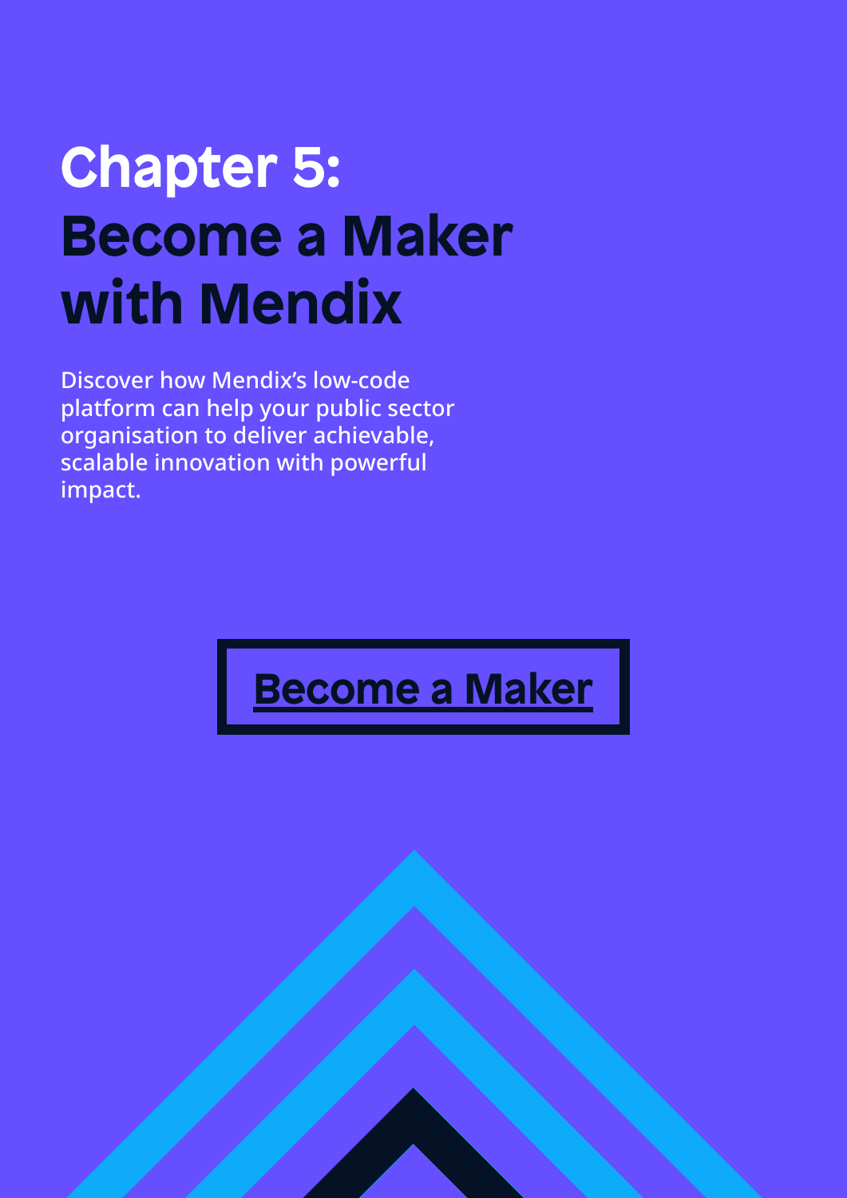# Chapter 5: Become a Maker with Mendix

Discover how Mendix's low-code platform can help your public sector organisation to deliver achievable, scalable innovation with powerful impact.

**Become a Maker**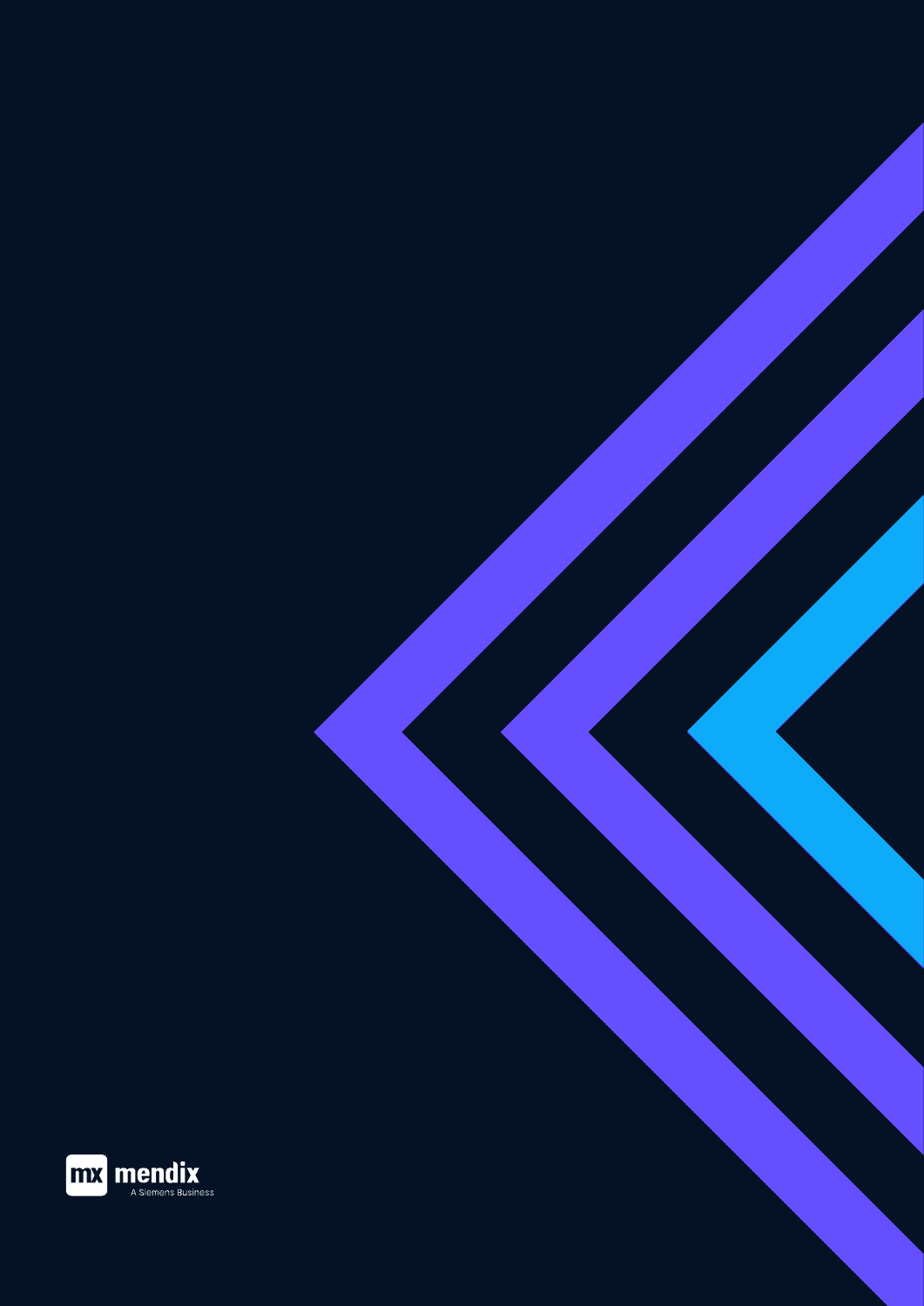mx mendix

A Siemens Business